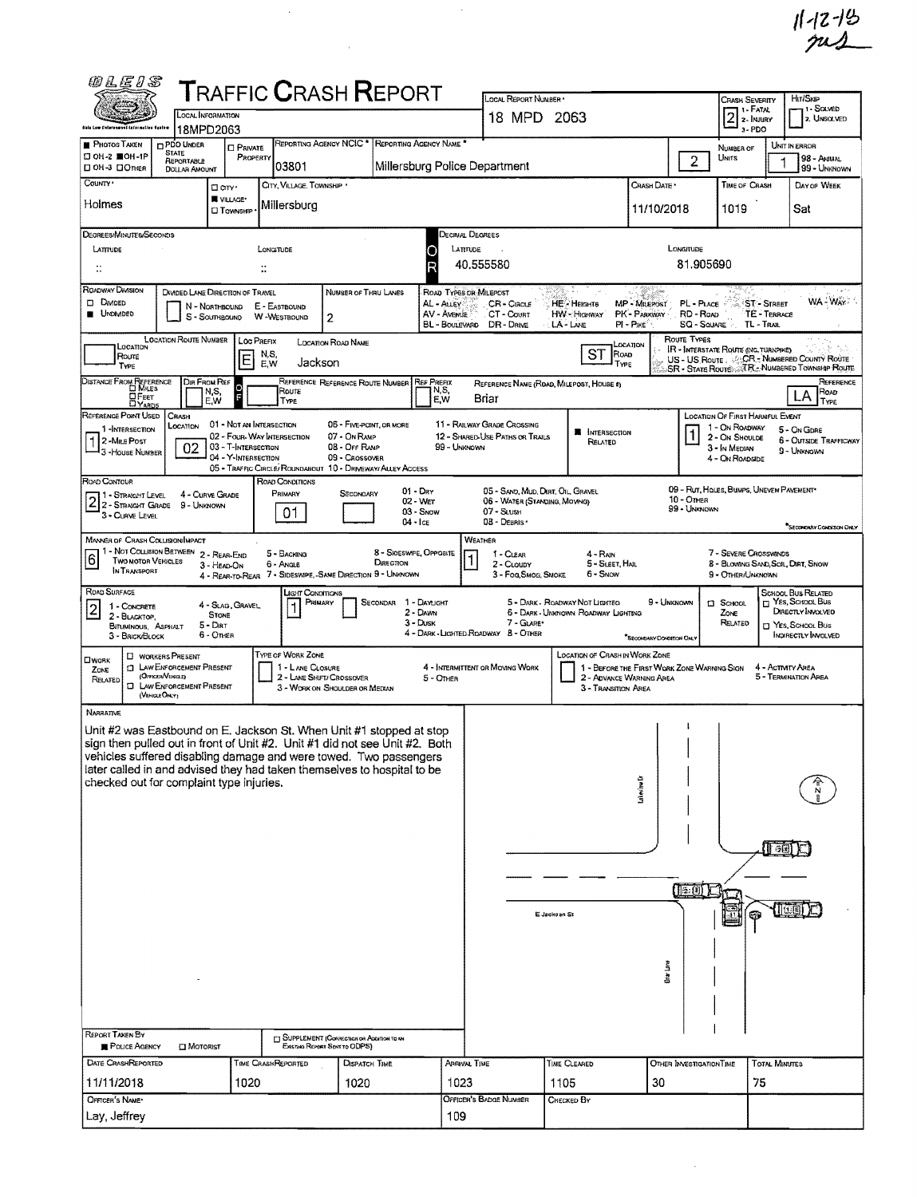11-12-18

# TRAFFIC CRASH REPORT

OLEIS — Ohio Law Enforcement Information System

| Field | Value |
|---|---|
| Local Information | 18MPD2063 |
| Local Report Number | 18 MPD 2063 |
| Crash Severity | 2 (1 - Fatal, 2 - Injury, 3 - PDO) |
| Hit/Skip | (1 - Solved, 2. Unsolved) |
| Photos Taken | OH-1P |
| PDO Under State Reportable Dollar Amount | |
| Private Property | |
| Reporting Agency NCIC * | 03801 |
| Reporting Agency Name * | Millersburg Police Department |
| Number of Units | 2 |
| Unit in Error | 1 (98 - Animal, 99 - Unknown) |
| County * | Holmes |
| City, Village, Township * | Village: Millersburg |
| Crash Date * | 11/10/2018 |
| Time of Crash | 1019 |
| Day of Week | Sat |
| Decimal Degrees Latitude | 40.555580 |
| Decimal Degrees Longitude | 81.905690 |

## Roadway

| Field | Value |
|---|---|
| Roadway Division | Undivided |
| Number of Thru Lanes | 2 |
| Location Prefix | E |
| Location Road Name | Jackson |
| Location Road Type | ST |
| Direction From Reference | F |
| Reference Road Name | Briar |
| Reference Road Type | LA |
| Reference Point Used | 1 - Intersection |
| Crash Location | 02 - Four-Way Intersection |
| Intersection Related | Yes |
| Location of First Harmful Event | 1 - On Roadway |
| Road Contour | 2 - Straight Grade |
| Road Conditions Primary | 01 - Dry |
| Manner of Crash Collision/Impact | 6 - Angle |
| Weather | 1 - Clear |
| Road Surface | 2 - Blacktop, Bituminous, Asphalt |
| Light Conditions Primary | 1 - Daylight |

## Narrative

Unit #2 was Eastbound on E. Jackson St. When Unit #1 stopped at stop sign then pulled out in front of Unit #2. Unit #1 did not see Unit #2. Both vehicles suffered disabling damage and were towed. Two passengers later called in and advised they had taken themselves to hospital to be checked out for complaint type injuries.

Diagram labels: Lakeview Dr; E Jackson St; Briar Lane; N

## Report Information

| Report Taken By | Date Crash Reported | Time Crash Reported | Dispatch Time | Arrival Time | Time Cleared | Other Investigation Time | Total Minutes |
|---|---|---|---|---|---|---|---|
| Police Agency | 11/11/2018 | 1020 | 1020 | 1023 | 1105 | 30 | 75 |

| Officer's Name * | Officer's Badge Number | Checked By |
|---|---|---|
| Lay, Jeffrey | 109 | |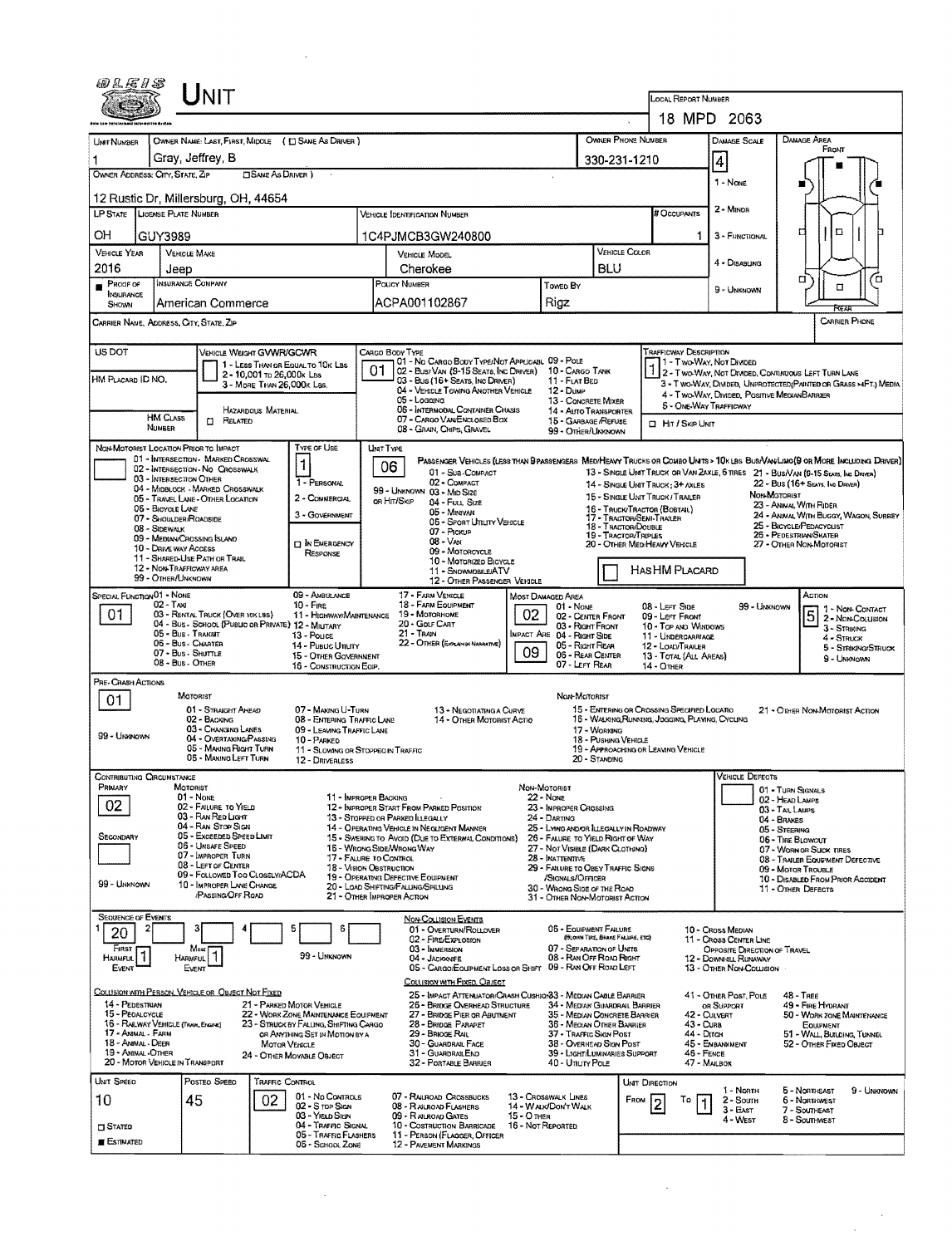# UNIT

**Local Report Number:** 18 MPD 2063

| Unit Number | Owner Name: Last, First, Middle | Owner Phone Number | Damage Scale | Damage Area |
|---|---|---|---|---|
| 1 | Gray, Jeffrey, B | 330-231-1210 | 4 | Front |

**Owner Address: City, State, Zip:** 12 Rustic Dr, Millersburg, OH, 44654

Damage Scale: 1 - None, 2 - Minor, 3 - Functional, 4 - Disabling, 9 - Unknown

| LP State | License Plate Number | Vehicle Identification Number | # Occupants |
|---|---|---|---|
| OH | GUY3989 | 1C4PJMCB3GW240800 | 1 |

| Vehicle Year | Vehicle Make | Vehicle Model | Vehicle Color |
|---|---|---|---|
| 2016 | Jeep | Cherokee | BLU |

| Proof of Insurance Shown | Insurance Company | Policy Number | Towed By |
|---|---|---|---|
| ■ | American Commerce | ACPA001102867 | Rigz |

**Carrier Name, Address, City, State, Zip:**

**Carrier Phone:**

**US DOT:**

**HM Placard ID No.:**

**HM Class Number:**

**Vehicle Weight GVWR/GCWR:** 1 - Less Than or Equal to 10K Lbs; 2 - 10,001 to 26,000K Lbs; 3 - More Than 26,000K Lbs.

Hazardous Material: □ Related

**Cargo Body Type:** 01
01 - No Cargo Body Type/Not Applicable; 02 - Bus/Van (9-15 Seats, Inc Driver); 03 - Bus (16+ Seats, Inc Driver); 04 - Vehicle Towing Another Vehicle; 05 - Logging; 06 - Intermodal Container Chassis; 07 - Cargo Van/Enclosed Box; 08 - Grain, Chips, Gravel; 09 - Pole; 10 - Cargo Tank; 11 - Flat Bed; 12 - Dump; 13 - Concrete Mixer; 14 - Auto Transporter; 15 - Garbage/Refuse; 99 - Other/Unknown

**Trafficway Description:** 1
1 - Two-Way, Not Divided; 2 - Two-Way, Not Divided, Continuous Left Turn Lane; 3 - Two-Way, Divided, Unprotected (Painted or Grass >4Ft.) Media; 4 - Two-Way, Divided, Positive Median Barrier; 5 - One-Way Trafficway

□ Hit / Skip Unit

**Non-Motorist Location Prior to Impact:**
01 - Intersection - Marked Crosswal; 02 - Intersection - No Crosswalk; 03 - Intersection Other; 04 - Midblock - Marked Crosswalk; 05 - Travel Lane - Other Location; 06 - Bicycle Lane; 07 - Shoulder/Roadside; 08 - Sidewalk; 09 - Median/Crossing Island; 10 - Drive way Access; 11 - Shared-Use Path or Trail; 12 - Non-Trafficway Area; 99 - Other/Unknown

**Type of Use:** 1
1 - Personal; 2 - Commercial; 3 - Government; □ In Emergency Response

**Unit Type:** 06
Passenger Vehicles (Less than 9 passengers): 01 - Sub-Compact; 02 - Compact; 99 - Unknown 03 - Mid Size; or Hit/Skip 04 - Full Size; 05 - Minivan; 06 - Sport Utility Vehicle; 07 - Pickup; 08 - Van; 09 - Motorcycle; 10 - Motorized Bicycle; 11 - Snowmobile/ATV; 12 - Other Passenger Vehicle
Med/Heavy Trucks or Combo Units > 10K Lbs Bus/Van/Limo (9 or More Including Driver): 13 - Single Unit Truck or Van 2Axle, 6 Tires; 14 - Single Unit Truck; 3+ Axles; 15 - Single Unit Truck/Trailer; 16 - Truck/Tractor (Bobtail); 17 - Tractor/Semi-Trailer; 18 - Tractor/Double; 19 - Tractor/Triples; 20 - Other Med/Heavy Vehicle; 21 - Bus/Van (9-15 Seats, Inc Driver); 22 - Bus (16+ Seats, Inc Driver)
Non-Motorist: 23 - Animal With Rider; 24 - Animal With Buggy, Wagon, Surrey; 25 - Bicycle/Pedacyclist; 26 - Pedestrian/Skater; 27 - Other Non-Motorist

□ Has HM Placard

**Special Function:** 01
01 - None; 02 - Taxi; 03 - Rental Truck (Over 10K Lbs); 04 - Bus - School (Public or Private); 05 - Bus - Transit; 06 - Bus - Charter; 07 - Bus - Shuttle; 08 - Bus - Other; 09 - Ambulance; 10 - Fire; 11 - Highway/Maintenance; 12 - Military; 13 - Police; 14 - Public Utility; 15 - Other Government; 16 - Construction Eqip.; 17 - Farm Vehicle; 18 - Farm Equipment; 19 - Motorhome; 20 - Golf Cart; 21 - Train; 22 - Other (Explain in Narrative)

**Most Damaged Area:** 02
**Impact Are:** 09
01 - None; 02 - Center Front; 03 - Right Front; 04 - Right Side; 05 - Right Rear; 06 - Rear Center; 07 - Left Rear; 08 - Left Side; 09 - Left Front; 10 - Top and Windows; 11 - Undercarriage; 12 - Load/Trailer; 13 - Total (All Areas); 14 - Other; 99 - Unknown

**Action:** 5
1 - Non-Contact; 2 - Non-Collision; 3 - Striking; 4 - Struck; 5 - Striking/Struck; 9 - Unknown

**Pre-Crash Actions:** 01
Motorist: 01 - Straight Ahead; 02 - Backing; 03 - Changing Lanes; 04 - Overtaking/Passing; 05 - Making Right Turn; 06 - Making Left Turn; 07 - Making U-Turn; 08 - Entering Traffic Lane; 09 - Leaving Traffic Lane; 10 - Parked; 11 - Slowing or Stopped in Traffic; 12 - Driverless; 13 - Negotiating a Curve; 14 - Other Motorist Actio; 99 - Unknown
Non-Motorist: 15 - Entering or Crossing Specified Locatio; 16 - Walking, Running, Jogging, Playing, Cycling; 17 - Working; 18 - Pushing Vehicle; 19 - Approaching or Leaving Vehicle; 20 - Standing; 21 - Other Non-Motorist Action

**Contributing Circumstance:**
Primary: 02
Secondary:
Motorist: 01 - None; 02 - Failure to Yield; 03 - Ran Red Light; 04 - Ran Stop Sign; 05 - Exceeded Speed Limit; 06 - Unsafe Speed; 07 - Improper Turn; 08 - Left of Center; 09 - Followed Too Closely/ACDA; 10 - Improper Lane Change /Passing/Off Road; 11 - Improper Backing; 12 - Improper Start From Parked Position; 13 - Stopped or Parked Illegally; 14 - Operating Vehicle in Negligent Manner; 15 - Swering to Avoid (Due to External Conditions); 16 - Wrong Side/Wrong Way; 17 - Failure to Control; 18 - Vision Obstruction; 19 - Operating Defective Equipment; 20 - Load Shifting/Falling/Spilling; 21 - Other Improper Action; 99 - Unknown
Non-Motorist: 22 - None; 23 - Improper Crossing; 24 - Darting; 25 - Lying and/or Illegally in Roadway; 26 - Failure to Yield Right of Way; 27 - Not Visible (Dark Clothing); 28 - Inattentive; 29 - Failure to Obey Traffic Signs /Signals/Officer; 30 - Wrong Side of the Road; 31 - Other Non-Motorist Action

**Vehicle Defects:**
01 - Turn Signals; 02 - Head Lamps; 03 - Tail Lamps; 04 - Brakes; 05 - Steering; 06 - Tire Blowout; 07 - Worn or Slick Tires; 08 - Trailer Equipment Defective; 09 - Motor Trouble; 10 - Disabled From Prior Accident; 11 - Other Defects

**Sequence of Events:**
1: 20; 2: ; 3: ; 4: ; 5: ; 6:
First Harmful Event: 1
Most Harmful Event: 1
99 - Unknown

Non-Collision Events: 01 - Overturn/Rollover; 02 - Fire/Explosion; 03 - Immersion; 04 - Jackknife; 05 - Cargo/Equipment Loss or Shift; 06 - Equipment Failure (Blown Tire, Brake Failure, etc); 07 - Separation of Units; 08 - Ran Off Road Right; 09 - Ran Off Road Left; 10 - Cross Median; 11 - Cross Center Line Opposite Direction of Travel; 12 - Downhill Runaway; 13 - Other Non-Collision

Collision with Person, Vehicle or Object Not Fixed: 14 - Pedestrian; 15 - Pedalcycle; 16 - Railway Vehicle (Train, Engine); 17 - Animal - Farm; 18 - Animal - Deer; 19 - Animal - Other; 20 - Motor Vehicle in Transport; 21 - Parked Motor Vehicle; 22 - Work Zone Maintenance Equipment; 23 - Struck by Falling, Shifting Cargo or Anything Set in Motion by a Motor Vehicle; 24 - Other Movable Object

Collision with Fixed, Object: 25 - Impact Attenuator/Crash Cushion; 26 - Bridge Overhead Structure; 27 - Bridge Pier or Abutment; 28 - Bridge Parapet; 29 - Bridge Rail; 30 - Guardrail Face; 31 - Guardrail End; 32 - Portable Barrier; 33 - Median Cable Barrier; 34 - Median Guardrail Barrier; 35 - Median Concrete Barrier; 36 - Median Other Barrier; 37 - Traffic Sign Post; 38 - Overhead Sign Post; 39 - Light/Luminaries Support; 40 - Utility Pole; 41 - Other Post, Pole or Support; 42 - Culvert; 43 - Curb; 44 - Ditch; 45 - Embankment; 46 - Fence; 47 - Mailbox; 48 - Tree; 49 - Fire Hydrant; 50 - Work Zone Maintenance Equipment; 51 - Wall, Building, Tunnel; 52 - Other Fixed Object

| Unit Speed | Posted Speed | Traffic Control | Unit Direction |
|---|---|---|---|
| 10 | 45 | 02 | From 2 To 1 |

□ Stated
■ Estimated

Traffic Control: 01 - No Controls; 02 - Stop Sign; 03 - Yield Sign; 04 - Traffic Signal; 05 - Traffic Flashers; 06 - School Zone; 07 - Railroad Crossbucks; 08 - Railroad Flashers; 09 - Railroad Gates; 10 - Costruction Barricade; 11 - Person (Flagger, Officer; 12 - Pavement Markings; 13 - Crosswalk Lines; 14 - Walk/Don't Walk; 15 - Other; 16 - Not Reported

Unit Direction: 1 - North; 2 - South; 3 - East; 4 - West; 5 - Northeast; 6 - Northwest; 7 - Southeast; 8 - Southwest; 9 - Unknown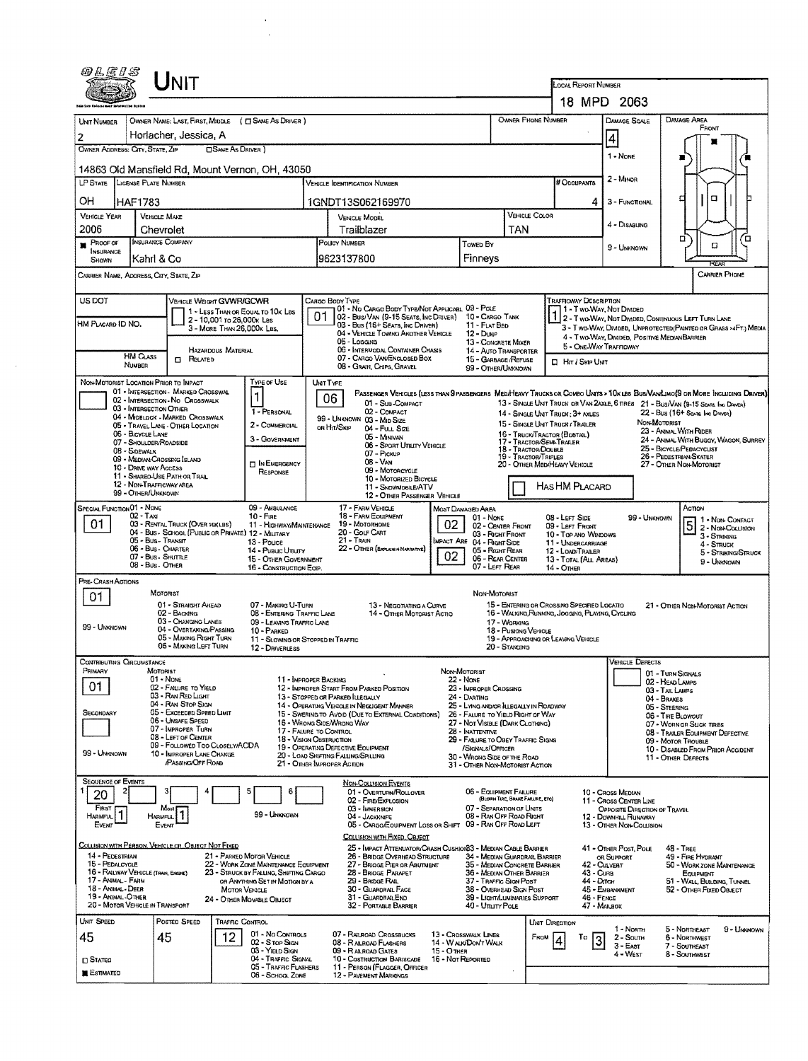# UNIT

**LOCAL REPORT NUMBER:** 18 MPD 2063

| UNIT NUMBER | OWNER NAME: LAST, FIRST, MIDDLE ( ☐ SAME AS DRIVER ) | OWNER PHONE NUMBER | DAMAGE SCALE | DAMAGE AREA |
|---|---|---|---|---|
| 2 | Horlacher, Jessica, A | | 4 | FRONT |

**OWNER ADDRESS: CITY, STATE, ZIP** ( ☐ SAME AS DRIVER )
14863 Old Mansfield Rd, Mount Vernon, OH, 43050

Damage Scale: 1 - NONE; 2 - MINOR; 3 - FUNCTIONAL; 4 - DISABLING; 9 - UNKNOWN

| LP STATE | LICENSE PLATE NUMBER | VEHICLE IDENTIFICATION NUMBER | # OCCUPANTS |
|---|---|---|---|
| OH | HAF1783 | 1GNDT13S062169970 | 4 |

| VEHICLE YEAR | VEHICLE MAKE | VEHICLE MODEL | VEHICLE COLOR |
|---|---|---|---|
| 2006 | Chevrolet | Trailblazer | TAN |

| PROOF OF INSURANCE SHOWN | INSURANCE COMPANY | POLICY NUMBER | TOWED BY |
|---|---|---|---|
| ■ | Kahrl & Co | 9623137800 | Finneys |

CARRIER NAME, ADDRESS, CITY, STATE, ZIP — CARRIER PHONE

US DOT — VEHICLE WEIGHT GVWR/GCWR: 1 - LESS THAN OR EQUAL TO 10K LBS; 2 - 10,001 TO 26,000K LBS; 3 - MORE THAN 26,000K LBS.

HM PLACARD ID NO. — HM CLASS NUMBER — HAZARDOUS MATERIAL ☐ RELATED

CARGO BODY TYPE: **01** — 01 - NO CARGO BODY TYPE/NOT APPLICABLE; 02 - BUS/VAN (9-15 SEATS, INC DRIVER); 03 - BUS (16+ SEATS, INC DRIVER); 04 - VEHICLE TOWING ANOTHER VEHICLE; 05 - LOGGING; 06 - INTERMODAL CONTAINER CHASIS; 07 - CARGO VAN/ENCLOSED BOX; 08 - GRAIN, CHIPS, GRAVEL; 09 - POLE; 10 - CARGO TANK; 11 - FLAT BED; 12 - DUMP; 13 - CONCRETE MIXER; 14 - AUTO TRANSPORTER; 15 - GARBAGE /REFUSE; 99 - OTHER/UNKNOWN

TRAFFICWAY DESCRIPTION: **1** — 1 - TWO-WAY, NOT DIVIDED; 2 - TWO-WAY, NOT DIVIDED, CONTINUOUS LEFT TURN LANE; 3 - TWO-WAY, DIVIDED, UNPROTECTED(PAINTED OR GRASS >4FT.) MEDIA; 4 - TWO-WAY, DIVIDED, POSITIVE MEDIAN BARRIER; 5 - ONE-WAY TRAFFICWAY; ☐ HIT / SKIP UNIT

NON-MOTORIST LOCATION PRIOR TO IMPACT: 01 - INTERSECTION - MARKED CROSSWALK; 02 - INTERSECTION - NO CROSSWALK; 03 - INTERSECTION OTHER; 04 - MIDBLOCK - MARKED CROSSWALK; 05 - TRAVEL LANE - OTHER LOCATION; 06 - BICYCLE LANE; 07 - SHOULDER/ROADSIDE; 08 - SIDEWALK; 09 - MEDIAN/CROSSING ISLAND; 10 - DRIVE WAY ACCESS; 11 - SHARED-USE PATH OR TRAIL; 12 - NON-TRAFFICWAY AREA; 99 - OTHER/UNKNOWN

TYPE OF USE: **1** — 1 - PERSONAL; 2 - COMMERCIAL; 3 - GOVERNMENT; ☐ IN EMERGENCY RESPONSE

UNIT TYPE: **06** — PASSENGER VEHICLES (LESS THAN 9 PASSENGERS MED/HEAVY TRUCKS OR COMBO UNITS > 10K LBS BUS/VAN/LIMO(9 OR MORE INCLUDING DRIVER)): 01 - SUB-COMPACT; 02 - COMPACT; 99 - UNKNOWN 03 - MID SIZE; OR HIT/SKIP 04 - FULL SIZE; 05 - MINIVAN; 06 - SPORT UTILITY VEHICLE; 07 - PICKUP; 08 - VAN; 09 - MOTORCYCLE; 10 - MOTORIZED BICYCLE; 11 - SNOWMOBILE/ATV; 12 - OTHER PASSENGER VEHICLE; 13 - SINGLE UNIT TRUCK OR VAN 2AXLE, 6 TIRES; 14 - SINGLE UNIT TRUCK; 3+ AXLES; 15 - SINGLE UNIT TRUCK / TRAILER; 16 - TRUCK/TRACTOR (BOBTAIL); 17 - TRACTOR/SEMI-TRAILER; 18 - TRACTOR/DOUBLE; 19 - TRACTOR/TRIPLES; 20 - OTHER MED/HEAVY VEHICLE; 21 - BUS/VAN (9-15 SEATS, INC DRIVER); 22 - BUS (16+ SEATS, INC DRIVER); NON-MOTORIST: 23 - ANIMAL WITH RIDER; 24 - ANIMAL WITH BUGGY, WAGON, SURREY; 25 - BICYCLE/PEDACYCLIST; 26 - PEDESTRIAN/SKATER; 27 - OTHER NON-MOTORIST; ☐ HAS HM PLACARD

SPECIAL FUNCTION: **01** — 01 - NONE; 02 - TAXI; 03 - RENTAL TRUCK (OVER 10K LBS); 04 - BUS - SCHOOL (PUBLIC OR PRIVATE); 05 - BUS - TRANSIT; 06 - BUS - CHARTER; 07 - BUS - SHUTTLE; 08 - BUS - OTHER; 09 - AMBULANCE; 10 - FIRE; 11 - HIGHWAY/MAINTENANCE; 12 - MILITARY; 13 - POLICE; 14 - PUBLIC UTILITY; 15 - OTHER GOVERNMENT; 16 - CONSTRUCTION EQIP.; 17 - FARM VEHICLE; 18 - FARM EQUIPMENT; 19 - MOTORHOME; 20 - GOLF CART; 21 - TRAIN; 22 - OTHER (EXPLAIN IN NARRATIVE)

MOST DAMAGED AREA: **02** — IMPACT ARE: **02** — 01 - NONE; 02 - CENTER FRONT; 03 - RIGHT FRONT; 04 - RIGHT SIDE; 05 - RIGHT REAR; 06 - REAR CENTER; 07 - LEFT REAR; 08 - LEFT SIDE; 09 - LEFT FRONT; 10 - TOP AND WINDOWS; 11 - UNDERCARRIAGE; 12 - LOAD/TRAILER; 13 - TOTAL (ALL AREAS); 14 - OTHER; 99 - UNKNOWN

ACTION: **5** — 1 - NON-CONTACT; 2 - NON-COLLISION; 3 - STRIKING; 4 - STRUCK; 5 - STRIKING/STRUCK; 9 - UNKNOWN

PRE-CRASH ACTIONS: **01**
MOTORIST: 01 - STRAIGHT AHEAD; 02 - BACKING; 03 - CHANGING LANES; 04 - OVERTAKING/PASSING; 05 - MAKING RIGHT TURN; 06 - MAKING LEFT TURN; 07 - MAKING U-TURN; 08 - ENTERING TRAFFIC LANE; 09 - LEAVING TRAFFIC LANE; 10 - PARKED; 11 - SLOWING OR STOPPED IN TRAFFIC; 12 - DRIVERLESS; 13 - NEGOTIATING A CURVE; 14 - OTHER MOTORIST ACTIO; 99 - UNKNOWN
NON-MOTORIST: 15 - ENTERING OR CROSSING SPECIFIED LOCATIO; 16 - WALKING,RUNNING, JOGGING, PLAYING, CYCLING; 17 - WORKING; 18 - PUSHING VEHICLE; 19 - APPROACHING OR LEAVING VEHICLE; 20 - STANDING; 21 - OTHER NON-MOTORIST ACTION

CONTRIBUTING CIRCUMSTANCE: PRIMARY **01**; SECONDARY; 99 - UNKNOWN
MOTORIST: 01 - NONE; 02 - FAILURE TO YIELD; 03 - RAN RED LIGHT; 04 - RAN STOP SIGN; 05 - EXCEEDED SPEED LIMIT; 06 - UNSAFE SPEED; 07 - IMPROPER TURN; 08 - LEFT OF CENTER; 09 - FOLLOWED TOO CLOSELY/ACDA; 10 - IMPROPER LANE CHANGE /PASSING/OFF ROAD; 11 - IMPROPER BACKING; 12 - IMPROPER START FROM PARKED POSITION; 13 - STOPPED OR PARKED ILLEGALLY; 14 - OPERATING VEHICLE IN NEGLIGENT MANNER; 15 - SWERING TO AVOID (DUE TO EXTERNAL CONDITIONS); 16 - WRONG SIDE/WRONG WAY; 17 - FAILURE TO CONTROL; 18 - VISION OBSTRUCTION; 19 - OPERATING DEFECTIVE EQUIPMENT; 20 - LOAD SHIFTING/FALLING/SPILLING; 21 - OTHER IMPROPER ACTION
NON-MOTORIST: 22 - NONE; 23 - IMPROPER CROSSING; 24 - DARTING; 25 - LYING AND/OR ILLEGALLY IN ROADWAY; 26 - FAILURE TO YIELD RIGHT OF WAY; 27 - NOT VISIBLE (DARK CLOTHING); 28 - INATTENTIVE; 29 - FAILURE TO OBEY TRAFFIC SIGNS /SIGNALS/OFFICER; 30 - WRONG SIDE OF THE ROAD; 31 - OTHER NON-MOTORIST ACTION

VEHICLE DEFECTS: 01 - TURN SIGNALS; 02 - HEAD LAMPS; 03 - TAIL LAMPS; 04 - BRAKES; 05 - STEERING; 06 - TIRE BLOWOUT; 07 - WORN OR SLICK TIRES; 08 - TRAILER EQUIPMENT DEFECTIVE; 09 - MOTOR TROUBLE; 10 - DISABLED FROM PRIOR ACCIDENT; 11 - OTHER DEFECTS

SEQUENCE OF EVENTS: 1: **20**; 2; 3; 4; 5; 6 — FIRST HARMFUL EVENT: **1**; MOST HARMFUL EVENT: **1**; 99 - UNKNOWN

NON-COLLISION EVENTS: 01 - OVERTURN/ROLLOVER; 02 - FIRE/EXPLOSION; 03 - IMMERSION; 04 - JACKKNIFE; 05 - CARGO/EQUIPMENT LOSS OR SHIFT; 06 - EQUIPMENT FAILURE (BLOWN TIRE, BRAKE FAILURE, ETC); 07 - SEPARATION OF UNITS; 08 - RAN OFF ROAD RIGHT; 09 - RAN OFF ROAD LEFT; 10 - CROSS MEDIAN; 11 - CROSS CENTER LINE OPPOSITE DIRECTION OF TRAVEL; 12 - DOWNHILL RUNAWAY; 13 - OTHER NON-COLLISION

COLLISION WITH PERSON, VEHICLE OR OBJECT NOT FIXED: 14 - PEDESTRIAN; 15 - PEDALCYCLE; 16 - RAILWAY VEHICLE (TRAIN, ENGINE); 17 - ANIMAL - FARM; 18 - ANIMAL - DEER; 19 - ANIMAL - OTHER; 20 - MOTOR VEHICLE IN TRANSPORT; 21 - PARKED MOTOR VEHICLE; 22 - WORK ZONE MAINTENANCE EQUIPMENT; 23 - STRUCK BY FALLING, SHIFTING CARGO OR ANYTHING SET IN MOTION BY A MOTOR VEHICLE; 24 - OTHER MOVABLE OBJECT

COLLISION WITH FIXED, OBJECT: 25 - IMPACT ATTENUATOR/CRASH CUSHION; 26 - BRIDGE OVERHEAD STRUCTURE; 27 - BRIDGE PIER OR ABUTMENT; 28 - BRIDGE PARAPET; 29 - BRIDGE RAIL; 30 - GUARDRAIL FACE; 31 - GUARDRAIL END; 32 - PORTABLE BARRIER; 33 - MEDIAN CABLE BARRIER; 34 - MEDIAN GUARDRAIL BARRIER; 35 - MEDIAN CONCRETE BARRIER; 36 - MEDIAN OTHER BARRIER; 37 - TRAFFIC SIGN POST; 38 - OVERHEAD SIGN POST; 39 - LIGHT/LUMINARIES SUPPORT; 40 - UTILITY POLE; 41 - OTHER POST, POLE OR SUPPORT; 42 - CULVERT; 43 - CURB; 44 - DITCH; 45 - EMBANKMENT; 46 - FENCE; 47 - MAILBOX; 48 - TREE; 49 - FIRE HYDRANT; 50 - WORK ZONE MAINTENANCE EQUIPMENT; 51 - WALL, BUILDING, TUNNEL; 52 - OTHER FIXED OBJECT

| UNIT SPEED | POSTED SPEED | TRAFFIC CONTROL | UNIT DIRECTION |
|---|---|---|---|
| 45 | 45 | 12 | FROM 4 TO 3 |

☐ STATED ■ ESTIMATED

TRAFFIC CONTROL: 01 - NO CONTROLS; 02 - STOP SIGN; 03 - YIELD SIGN; 04 - TRAFFIC SIGNAL; 05 - TRAFFIC FLASHERS; 06 - SCHOOL ZONE; 07 - RAILROAD CROSSBUCKS; 08 - RAILROAD FLASHERS; 09 - RAILROAD GATES; 10 - COSTRUCTION BARRICADE; 11 - PERSON (FLAGGER, OFFICER); 12 - PAVEMENT MARKINGS; 13 - CROSSWALK LINES; 14 - WALK/DON'T WALK; 15 - OTHER; 16 - NOT REPORTED

UNIT DIRECTION: 1 - NORTH; 2 - SOUTH; 3 - EAST; 4 - WEST; 5 - NORTHEAST; 6 - NORTHWEST; 7 - SOUTHEAST; 8 - SOUTHWEST; 9 - UNKNOWN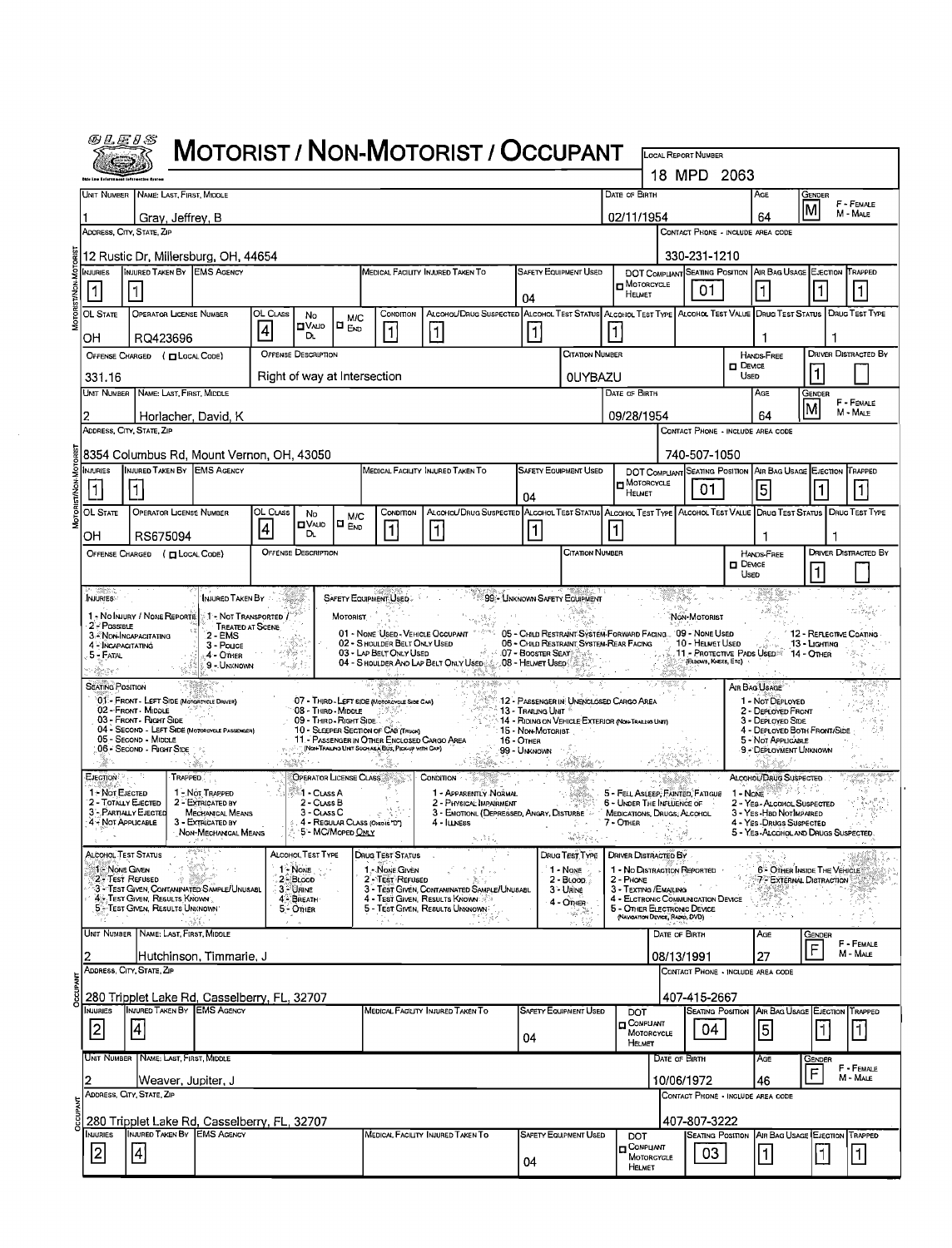# MOTORIST / NON-MOTORIST / OCCUPANT

OLEIS

**LOCAL REPORT NUMBER:** 18 MPD 2063

## MOTORIST/NON-MOTORIST

| UNIT NUMBER | NAME: LAST, FIRST, MIDDLE | DATE OF BIRTH | AGE | GENDER |
|---|---|---|---|---|
| 1 | Gray, Jeffrey, B | 02/11/1954 | 64 | M |

| ADDRESS, CITY, STATE, ZIP | CONTACT PHONE - INCLUDE AREA CODE |
|---|---|
| 12 Rustic Dr, Millersburg, OH, 44654 | 330-231-1210 |

| INJURIES | INJURED TAKEN BY | EMS AGENCY | MEDICAL FACILITY INJURED TAKEN TO | SAFETY EQUIPMENT USED | DOT COMPLIANT MOTORCYCLE HELMET | SEATING POSITION | AIR BAG USAGE | EJECTION | TRAPPED |
|---|---|---|---|---|---|---|---|---|---|
| 1 | 1 | | | 04 | | 01 | 1 | 1 | 1 |

| OL STATE | OPERATOR LICENSE NUMBER | OL CLASS | NO VALID DL | M/C END | CONDITION | ALCOHOL/DRUG SUSPECTED | ALCOHOL TEST STATUS | ALCOHOL TEST TYPE | ALCOHOL TEST VALUE | DRUG TEST STATUS | DRUG TEST TYPE |
|---|---|---|---|---|---|---|---|---|---|---|---|
| OH | RQ423696 | 4 | | | 1 | 1 | 1 | 1 | | 1 | 1 |

| OFFENSE CHARGED ( LOCAL CODE) | OFFENSE DESCRIPTION | CITATION NUMBER | HANDS-FREE DEVICE USED | DRIVER DISTRACTED BY |
|---|---|---|---|---|
| 331.16 | Right of way at Intersection | 0UYBAZU | | 1 |

| UNIT NUMBER | NAME: LAST, FIRST, MIDDLE | DATE OF BIRTH | AGE | GENDER |
|---|---|---|---|---|
| 2 | Horlacher, David, K | 09/28/1954 | 64 | M |

| ADDRESS, CITY, STATE, ZIP | CONTACT PHONE - INCLUDE AREA CODE |
|---|---|
| 8354 Columbus Rd, Mount Vernon, OH, 43050 | 740-507-1050 |

| INJURIES | INJURED TAKEN BY | EMS AGENCY | MEDICAL FACILITY INJURED TAKEN TO | SAFETY EQUIPMENT USED | DOT COMPLIANT MOTORCYCLE HELMET | SEATING POSITION | AIR BAG USAGE | EJECTION | TRAPPED |
|---|---|---|---|---|---|---|---|---|---|
| 1 | 1 | | | 04 | | 01 | 5 | 1 | 1 |

| OL STATE | OPERATOR LICENSE NUMBER | OL CLASS | NO VALID DL | M/C END | CONDITION | ALCOHOL/DRUG SUSPECTED | ALCOHOL TEST STATUS | ALCOHOL TEST TYPE | ALCOHOL TEST VALUE | DRUG TEST STATUS | DRUG TEST TYPE |
|---|---|---|---|---|---|---|---|---|---|---|---|
| OH | RS675094 | 4 | | | 1 | 1 | 1 | 1 | | 1 | 1 |

| OFFENSE CHARGED ( LOCAL CODE) | OFFENSE DESCRIPTION | CITATION NUMBER | HANDS-FREE DEVICE USED | DRIVER DISTRACTED BY |
|---|---|---|---|---|
| | | | | 1 |

## CODES

**INJURIES:** 1 - No Injury / None Reported; 2 - Possible; 3 - Non-Incapacitating; 4 - Incapacitating; 5 - Fatal

**INJURED TAKEN BY:** 1 - Not Transported / Treated at Scene; 2 - EMS; 3 - Police; 4 - Other; 9 - Unknown

**SAFETY EQUIPMENT USED:** 99 - Unknown Safety Equipment
- Motorist: 01 - None Used - Vehicle Occupant; 02 - Shoulder Belt Only Used; 03 - Lap Belt Only Used; 04 - Shoulder And Lap Belt Only Used; 05 - Child Restraint System-Forward Facing; 06 - Child Restraint System-Rear Facing; 07 - Booster Seat; 08 - Helmet Used
- Non-Motorist: 09 - None Used; 10 - Helmet Used; 11 - Protective Pads Used (Elbows, Knees, Etc); 12 - Reflective Coating; 13 - Lighting; 14 - Other

**SEATING POSITION:** 01 - Front - Left Side (Motorcycle Driver); 02 - Front - Middle; 03 - Front - Right Side; 04 - Second - Left Side (Motorcycle Passenger); 05 - Second - Middle; 06 - Second - Right Side; 07 - Third - Left Side (Motorcycle Side Car); 08 - Third - Middle; 09 - Third - Right Side; 10 - Sleeper Section of Cab (Truck); 11 - Passenger in Other Enclosed Cargo Area (Non-Trailing Unit Such as a Bus, Pick-up with Cap); 12 - Passenger in Unenclosed Cargo Area; 13 - Trailing Unit; 14 - Riding on Vehicle Exterior (Non-Trailing Unit); 15 - Non-Motorist; 16 - Other; 99 - Unknown

**AIR BAG USAGE:** 1 - Not Deployed; 2 - Deployed Front; 3 - Deployed Side; 4 - Deployed Both Front/Side; 5 - Not Applicable; 9 - Deployment Unknown

**EJECTION:** 1 - Not Ejected; 2 - Totally Ejected; 3 - Partially Ejected; 4 - Not Applicable

**TRAPPED:** 1 - Not Trapped; 2 - Extricated by Mechanical Means; 3 - Extricated by Non-Mechanical Means

**OPERATOR LICENSE CLASS:** 1 - Class A; 2 - Class B; 3 - Class C; 4 - Regular Class (Ohio is "D"); 5 - MC/Moped Only

**CONDITION:** 1 - Apparently Normal; 2 - Physical Impairment; 3 - Emotional (Depressed, Angry, Disturbed); 4 - Illness; 5 - Fell Asleep, Fainted, Fatigue; 6 - Under the Influence of Medications, Drugs, Alcohol; 7 - Other

**ALCOHOL/DRUG SUSPECTED:** 1 - None; 2 - Yes - Alcohol Suspected; 3 - Yes - HBD Not Impaired; 4 - Yes - Drugs Suspected; 5 - Yes - Alcohol and Drugs Suspected

**ALCOHOL TEST STATUS:** 1 - None Given; 2 - Test Refused; 3 - Test Given, Contaminated Sample/Unusable; 4 - Test Given, Results Known; 5 - Test Given, Results Unknown

**ALCOHOL TEST TYPE:** 1 - None; 2 - Blood; 3 - Urine; 4 - Breath; 5 - Other

**DRUG TEST STATUS:** 1 - None Given; 2 - Test Refused; 3 - Test Given, Contaminated Sample/Unusable; 4 - Test Given, Results Known; 5 - Test Given, Results Unknown

**DRUG TEST TYPE:** 1 - None; 2 - Blood; 3 - Urine; 4 - Other

**DRIVER DISTRACTED BY:** 1 - No Distraction Reported; 2 - Phone; 3 - Texting / Emailing; 4 - Electronic Communication Device; 5 - Other Electronic Device (Navigation Device, Radio, DVD); 6 - Other Inside the Vehicle; 7 - External Distraction

## OCCUPANT

| UNIT NUMBER | NAME: LAST, FIRST, MIDDLE | DATE OF BIRTH | AGE | GENDER |
|---|---|---|---|---|
| 2 | Hutchinson, Timmarie, J | 08/13/1991 | 27 | F |

| ADDRESS, CITY, STATE, ZIP | CONTACT PHONE - INCLUDE AREA CODE |
|---|---|
| 280 Tripplet Lake Rd, Casselberry, FL, 32707 | 407-415-2667 |

| INJURIES | INJURED TAKEN BY | EMS AGENCY | MEDICAL FACILITY INJURED TAKEN TO | SAFETY EQUIPMENT USED | DOT COMPLIANT MOTORCYCLE HELMET | SEATING POSITION | AIR BAG USAGE | EJECTION | TRAPPED |
|---|---|---|---|---|---|---|---|---|---|
| 2 | 4 | | | 04 | | 04 | 5 | 1 | 1 |

| UNIT NUMBER | NAME: LAST, FIRST, MIDDLE | DATE OF BIRTH | AGE | GENDER |
|---|---|---|---|---|
| 2 | Weaver, Jupiter, J | 10/06/1972 | 46 | F |

| ADDRESS, CITY, STATE, ZIP | CONTACT PHONE - INCLUDE AREA CODE |
|---|---|
| 280 Tripplet Lake Rd, Casselberry, FL, 32707 | 407-807-3222 |

| INJURIES | INJURED TAKEN BY | EMS AGENCY | MEDICAL FACILITY INJURED TAKEN TO | SAFETY EQUIPMENT USED | DOT COMPLIANT MOTORCYCLE HELMET | SEATING POSITION | AIR BAG USAGE | EJECTION | TRAPPED |
|---|---|---|---|---|---|---|---|---|---|
| 2 | 4 | | | 04 | | 03 | 1 | 1 | 1 |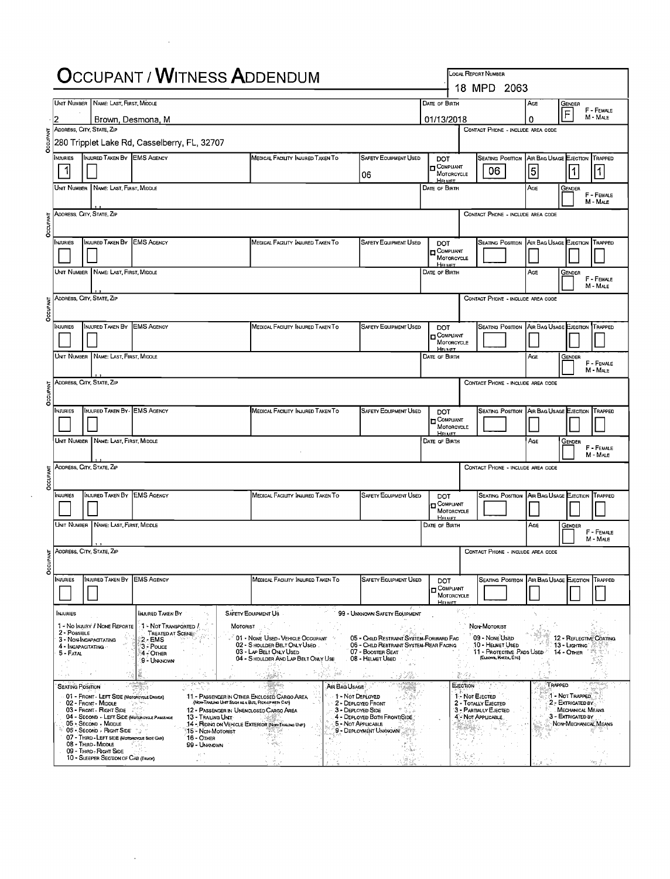# Occupant / Witness Addendum

**Local Report Number:** 18 MPD 2063

## Occupant

| Unit Number | Name: Last, First, Middle | Date of Birth | Age | Gender |
|---|---|---|---|---|
| 2 | Brown, Desmona, M | 01/13/2018 | 0 | F |

F - Female
M - Male

| Address, City, State, Zip | Contact Phone - Include Area Code |
|---|---|
| 280 Tripplet Lake Rd, Casselberry, FL, 32707 | |

| Injuries | Injured Taken By | EMS Agency | Medical Facility Injured Taken To | Safety Equipment Used | DOT Compliant Motorcycle Helmet | Seating Position | Air Bag Usage | Ejection | Trapped |
|---|---|---|---|---|---|---|---|---|---|
| 1 | | | | 06 | | 06 | 5 | 1 | 1 |

## Occupant

| Unit Number | Name: Last, First, Middle | Date of Birth | Age | Gender |
|---|---|---|---|---|
| | | | | |

F - Female
M - Male

| Address, City, State, Zip | Contact Phone - Include Area Code |
|---|---|
| | |

| Injuries | Injured Taken By | EMS Agency | Medical Facility Injured Taken To | Safety Equipment Used | DOT Compliant Motorcycle Helmet | Seating Position | Air Bag Usage | Ejection | Trapped |
|---|---|---|---|---|---|---|---|---|---|
| | | | | | | | | | |

## Occupant

| Unit Number | Name: Last, First, Middle | Date of Birth | Age | Gender |
|---|---|---|---|---|
| | | | | |

F - Female
M - Male

| Address, City, State, Zip | Contact Phone - Include Area Code |
|---|---|
| | |

| Injuries | Injured Taken By | EMS Agency | Medical Facility Injured Taken To | Safety Equipment Used | DOT Compliant Motorcycle Helmet | Seating Position | Air Bag Usage | Ejection | Trapped |
|---|---|---|---|---|---|---|---|---|---|
| | | | | | | | | | |

## Occupant

| Unit Number | Name: Last, First, Middle | Date of Birth | Age | Gender |
|---|---|---|---|---|
| | | | | |

F - Female
M - Male

| Address, City, State, Zip | Contact Phone - Include Area Code |
|---|---|
| | |

| Injuries | Injured Taken By | EMS Agency | Medical Facility Injured Taken To | Safety Equipment Used | DOT Compliant Motorcycle Helmet | Seating Position | Air Bag Usage | Ejection | Trapped |
|---|---|---|---|---|---|---|---|---|---|
| | | | | | | | | | |

## Occupant

| Unit Number | Name: Last, First, Middle | Date of Birth | Age | Gender |
|---|---|---|---|---|
| | | | | |

F - Female
M - Male

| Address, City, State, Zip | Contact Phone - Include Area Code |
|---|---|
| | |

| Injuries | Injured Taken By | EMS Agency | Medical Facility Injured Taken To | Safety Equipment Used | DOT Compliant Motorcycle Helmet | Seating Position | Air Bag Usage | Ejection | Trapped |
|---|---|---|---|---|---|---|---|---|---|
| | | | | | | | | | |

## Occupant

| Unit Number | Name: Last, First, Middle | Date of Birth | Age | Gender |
|---|---|---|---|---|
| | | | | |

F - Female
M - Male

| Address, City, State, Zip | Contact Phone - Include Area Code |
|---|---|
| | |

| Injuries | Injured Taken By | EMS Agency | Medical Facility Injured Taken To | Safety Equipment Used | DOT Compliant Motorcycle Helmet | Seating Position | Air Bag Usage | Ejection | Trapped |
|---|---|---|---|---|---|---|---|---|---|
| | | | | | | | | | |

## Codes

**Injuries**
- 1 - No Injury / None Reported
- 2 - Possible
- 3 - Non-Incapacitating
- 4 - Incapacitating
- 5 - Fatal

**Injured Taken By**
- 1 - Not Transported / Treated at Scene
- 2 - EMS
- 3 - Police
- 4 - Other
- 9 - Unknown

**Safety Equipment Used**

99 - Unknown Safety Equipment

*Motorist*
- 01 - None Used - Vehicle Occupant
- 02 - Shoulder Belt Only Used
- 03 - Lap Belt Only Used
- 04 - Shoulder and Lap Belt Only Used
- 05 - Child Restraint System-Forward Facing
- 06 - Child Restraint System-Rear Facing
- 07 - Booster Seat
- 08 - Helmet Used

*Non-Motorist*
- 09 - None Used
- 10 - Helmet Used
- 11 - Protective Pads Used (Elbows, Knees, Etc)
- 12 - Reflective Coating
- 13 - Lighting
- 14 - Other

**Seating Position**
- 01 - Front - Left Side (Motorcycle Driver)
- 02 - Front - Middle
- 03 - Front - Right Side
- 04 - Second - Left Side (Motorcycle Passenger)
- 05 - Second - Middle
- 06 - Second - Right Side
- 07 - Third - Left Side (Motorcycle Side Car)
- 08 - Third - Middle
- 09 - Third - Right Side
- 10 - Sleeper Section of Cab (Truck)
- 11 - Passenger in Other Enclosed Cargo Area (Non-Trailing Unit Such as a Bus, Pick-up with Cap)
- 12 - Passenger in Unenclosed Cargo Area
- 13 - Trailing Unit
- 14 - Riding on Vehicle Exterior (Non-Trailing Unit)
- 15 - Non-Motorist
- 16 - Other
- 99 - Unknown

**Air Bag Usage**
- 1 - Not Deployed
- 2 - Deployed Front
- 3 - Deployed Side
- 4 - Deployed Both Front/Side
- 5 - Not Applicable
- 9 - Deployment Unknown

**Ejection**
- 1 - Not Ejected
- 2 - Totally Ejected
- 3 - Partially Ejected
- 4 - Not Applicable

**Trapped**
- 1 - Not Trapped
- 2 - Extricated by Mechanical Means
- 3 - Extricated by Non-Mechanical Means